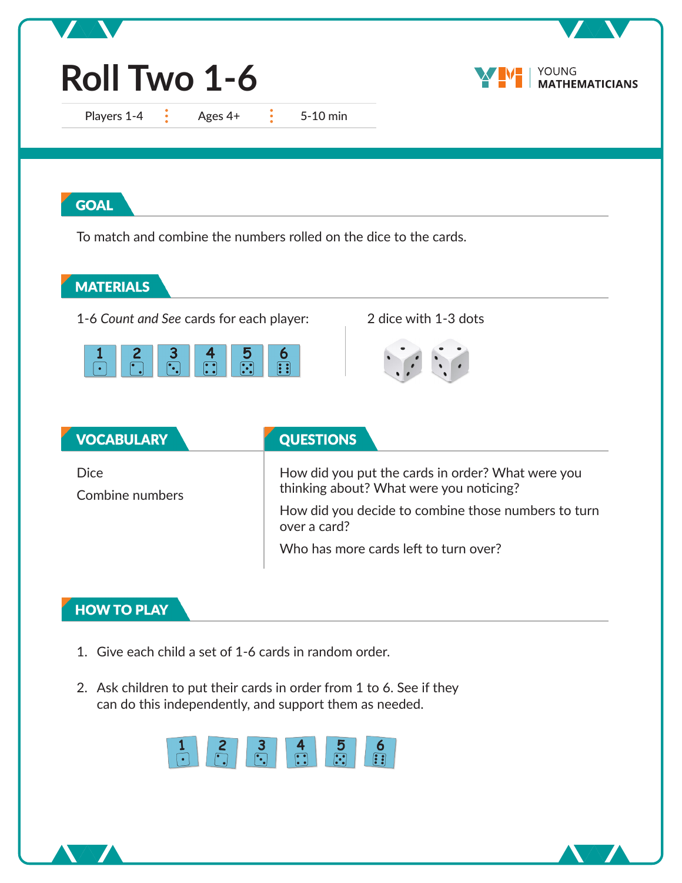# Roll Two 1-6

Players 1-4 | Ages 4+ | 5-10 min

YOUNG MATHEMATICIANS

## GOAL

To match and combine the numbers rolled on the dice to the cards.

## MATERIALS

1-6 *Count and See* cards for each player:

1 2 3 4 5 6

2 dice with 1-3 dots

## VOCABULARY

Dice

Combine numbers

## QUESTIONS

How did you put the cards in order? What were you thinking about? What were you noticing?

How did you decide to combine those numbers to turn over a card?

Who has more cards left to turn over?

## HOW TO PLAY

1. Give each child a set of 1-6 cards in random order.
2. Ask children to put their cards in order from 1 to 6. See if they can do this independently, and support them as needed.

1 2 3 4 5 6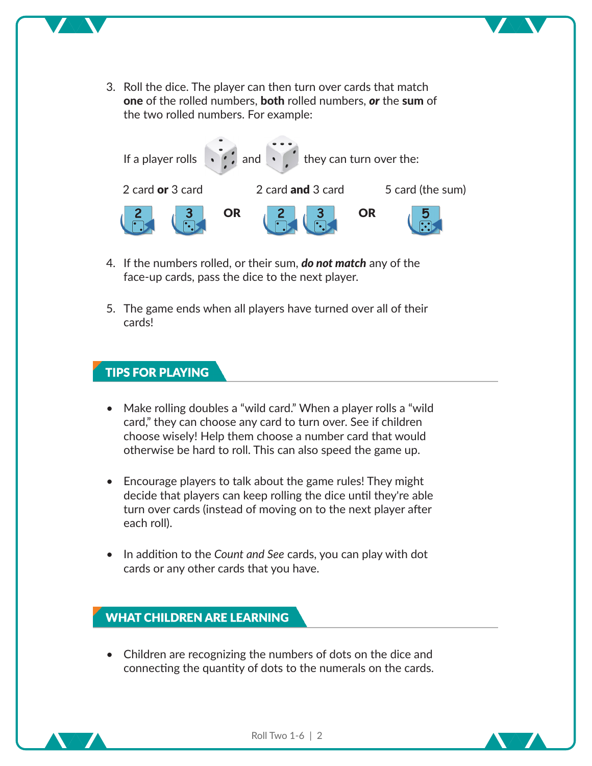3. Roll the dice. The player can then turn over cards that match **one** of the rolled numbers, **both** rolled numbers, ***or*** the **sum** of the two rolled numbers. For example:

   If a player rolls and they can turn over the:

   2 card **or** 3 card — **OR** — 2 card **and** 3 card — **OR** — 5 card (the sum)

4. If the numbers rolled, or their sum, ***do not match*** any of the face-up cards, pass the dice to the next player.

5. The game ends when all players have turned over all of their cards!

## TIPS FOR PLAYING

- Make rolling doubles a "wild card." When a player rolls a "wild card," they can choose any card to turn over. See if children choose wisely! Help them choose a number card that would otherwise be hard to roll. This can also speed the game up.

- Encourage players to talk about the game rules! They might decide that players can keep rolling the dice until they're able turn over cards (instead of moving on to the next player after each roll).

- In addition to the *Count and See* cards, you can play with dot cards or any other cards that you have.

## WHAT CHILDREN ARE LEARNING

- Children are recognizing the numbers of dots on the dice and connecting the quantity of dots to the numerals on the cards.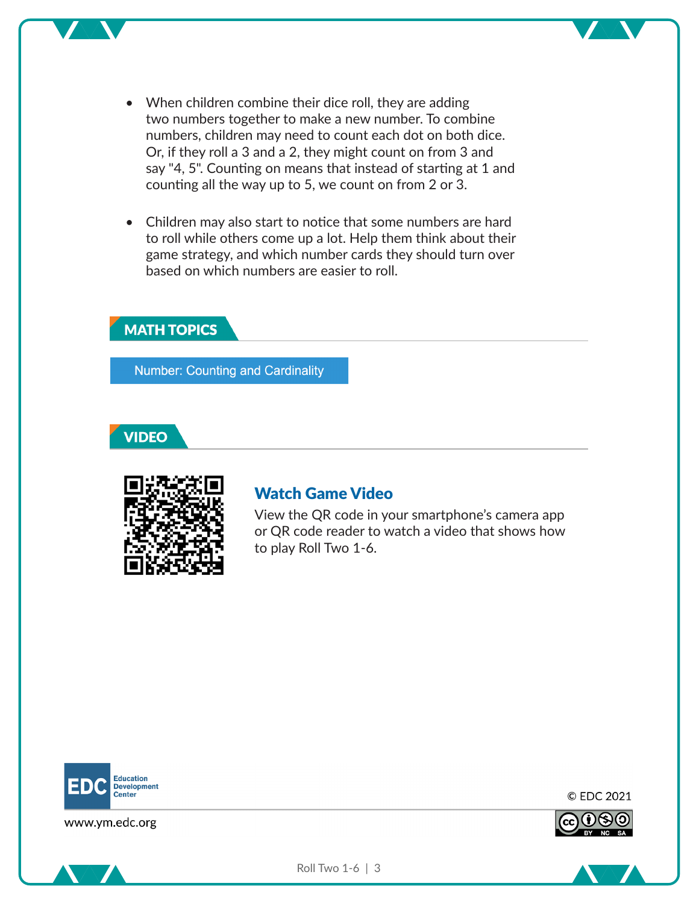- When children combine their dice roll, they are adding two numbers together to make a new number. To combine numbers, children may need to count each dot on both dice. Or, if they roll a 3 and a 2, they might count on from 3 and say "4, 5". Counting on means that instead of starting at 1 and counting all the way up to 5, we count on from 2 or 3.

- Children may also start to notice that some numbers are hard to roll while others come up a lot. Help them think about their game strategy, and which number cards they should turn over based on which numbers are easier to roll.

## MATH TOPICS

Number: Counting and Cardinality

## VIDEO

### Watch Game Video

View the QR code in your smartphone's camera app or QR code reader to watch a video that shows how to play Roll Two 1-6.

EDC Education Development Center

www.ym.edc.org

© EDC 2021